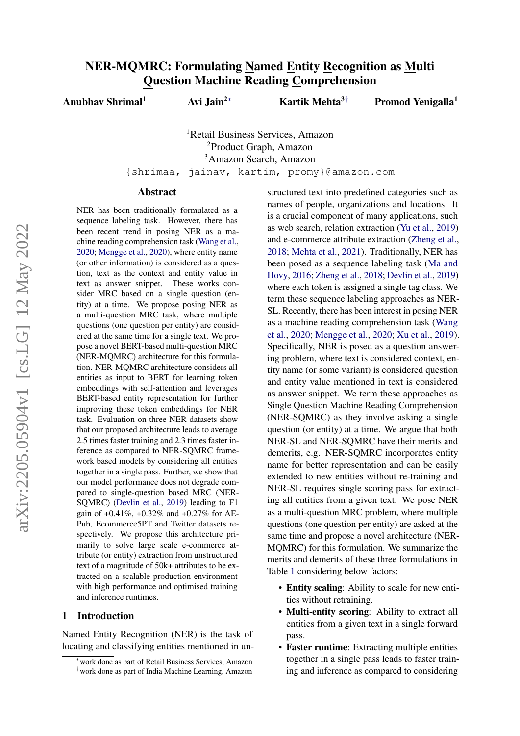# NER-MQMRC: Formulating Named Entity Recognition as Multi Question Machine Reading Comprehension

**Anubhav Shrimal**[1] **Avi Jain**[2]* **Kartik Mehta**[3]† **Promod Yenigalla**[1]

[1]Retail Business Services, Amazon
[2]Product Graph, Amazon
[3]Amazon Search, Amazon
{shrimaa, jainav, kartim, promy}@amazon.com

## Abstract

NER has been traditionally formulated as a sequence labeling task. However, there has been recent trend in posing NER as a machine reading comprehension task (Wang et al., 2020; Mengge et al., 2020), where entity name (or other information) is considered as a question, text as the context and entity value in text as answer snippet. These works consider MRC based on a single question (entity) at a time. We propose posing NER as a multi-question MRC task, where multiple questions (one question per entity) are considered at the same time for a single text. We propose a novel BERT-based multi-question MRC (NER-MQMRC) architecture for this formulation. NER-MQMRC architecture considers all entities as input to BERT for learning token embeddings with self-attention and leverages BERT-based entity representation for further improving these token embeddings for NER task. Evaluation on three NER datasets show that our proposed architecture leads to average 2.5 times faster training and 2.3 times faster inference as compared to NER-SQMRC framework based models by considering all entities together in a single pass. Further, we show that our model performance does not degrade compared to single-question based MRC (NER-SQMRC) (Devlin et al., 2019) leading to F1 gain of +0.41%, +0.32% and +0.27% for AE-Pub, Ecommerce5PT and Twitter datasets respectively. We propose this architecture primarily to solve large scale e-commerce attribute (or entity) extraction from unstructured text of a magnitude of 50k+ attributes to be extracted on a scalable production environment with high performance and optimised training and inference runtimes.

## 1 Introduction

Named Entity Recognition (NER) is the task of locating and classifying entities mentioned in unstructured text into predefined categories such as names of people, organizations and locations. It is a crucial component of many applications, such as web search, relation extraction (Yu et al., 2019) and e-commerce attribute extraction (Zheng et al., 2018; Mehta et al., 2021). Traditionally, NER has been posed as a sequence labeling task (Ma and Hovy, 2016; Zheng et al., 2018; Devlin et al., 2019) where each token is assigned a single tag class. We term these sequence labeling approaches as NER-SL. Recently, there has been interest in posing NER as a machine reading comprehension task (Wang et al., 2020; Mengge et al., 2020; Xu et al., 2019). Specifically, NER is posed as a question answering problem, where text is considered context, entity name (or some variant) is considered question and entity value mentioned in text is considered as answer snippet. We term these approaches as Single Question Machine Reading Comprehension (NER-SQMRC) as they involve asking a single question (or entity) at a time. We argue that both NER-SL and NER-SQMRC have their merits and demerits, e.g. NER-SQMRC incorporates entity name for better representation and can be easily extended to new entities without re-training and NER-SL requires single scoring pass for extracting all entities from a given text. We pose NER as a multi-question MRC problem, where multiple questions (one question per entity) are asked at the same time and propose a novel architecture (NER-MQMRC) for this formulation. We summarize the merits and demerits of these three formulations in Table 1 considering below factors:

- **Entity scaling**: Ability to scale for new entities without retraining.
- **Multi-entity scoring**: Ability to extract all entities from a given text in a single forward pass.
- **Faster runtime**: Extracting multiple entities together in a single pass leads to faster training and inference as compared to considering

*work done as part of Retail Business Services, Amazon
†work done as part of India Machine Learning, Amazon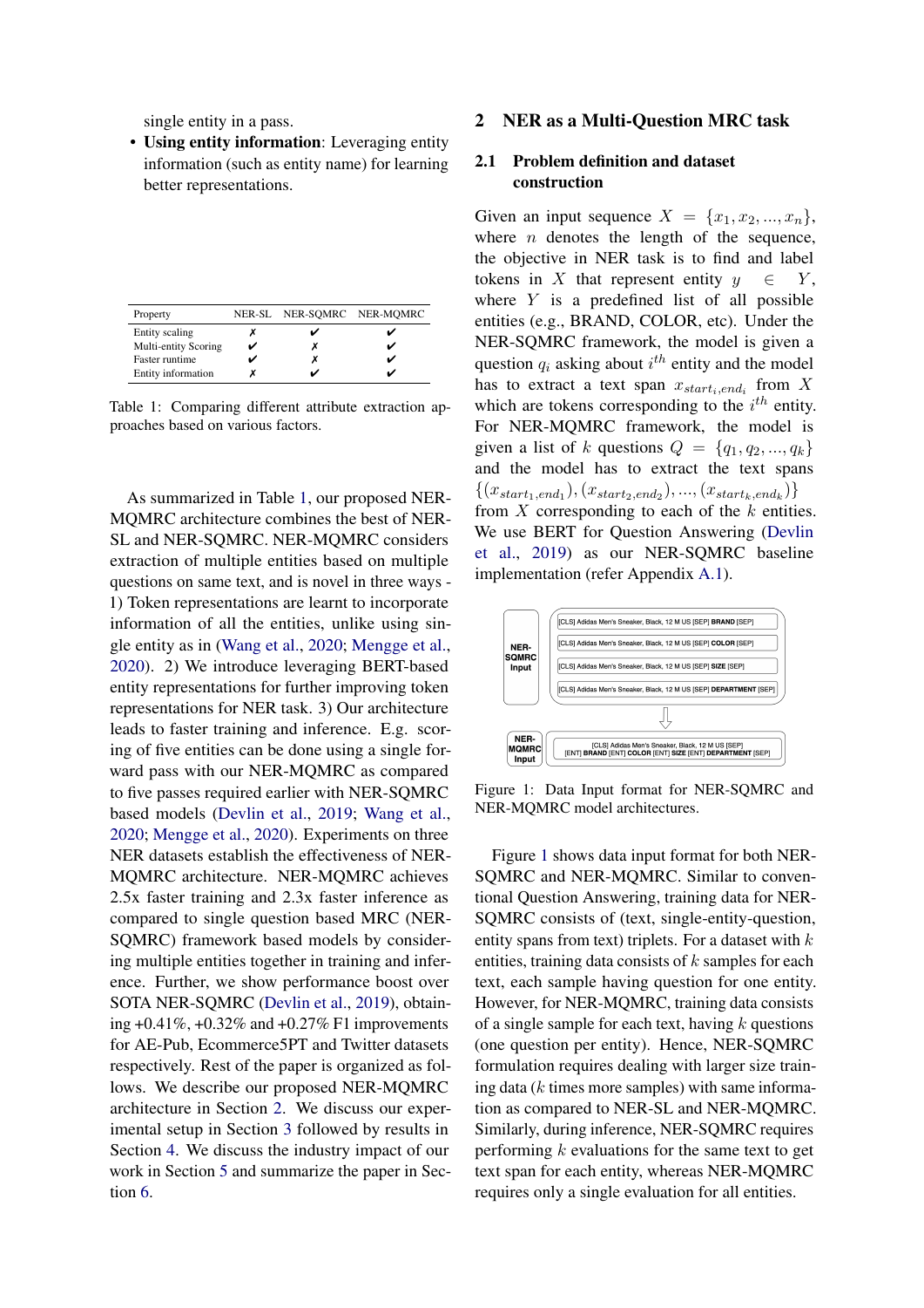single entity in a pass.

- **Using entity information**: Leveraging entity information (such as entity name) for learning better representations.

| Property | NER-SL | NER-SQMRC | NER-MQMRC |
|---|---|---|---|
| Entity scaling | ✗ | ✔ | ✔ |
| Multi-entity Scoring | ✔ | ✗ | ✔ |
| Faster runtime | ✔ | ✗ | ✔ |
| Entity information | ✗ | ✔ | ✔ |

Table 1: Comparing different attribute extraction approaches based on various factors.

As summarized in Table 1, our proposed NER-MQMRC architecture combines the best of NER-SL and NER-SQMRC. NER-MQMRC considers extraction of multiple entities based on multiple questions on same text, and is novel in three ways - 1) Token representations are learnt to incorporate information of all the entities, unlike using single entity as in (Wang et al., 2020; Mengge et al., 2020). 2) We introduce leveraging BERT-based entity representations for further improving token representations for NER task. 3) Our architecture leads to faster training and inference. E.g. scoring of five entities can be done using a single forward pass with our NER-MQMRC as compared to five passes required earlier with NER-SQMRC based models (Devlin et al., 2019; Wang et al., 2020; Mengge et al., 2020). Experiments on three NER datasets establish the effectiveness of NER-MQMRC architecture. NER-MQMRC achieves 2.5x faster training and 2.3x faster inference as compared to single question based MRC (NER-SQMRC) framework based models by considering multiple entities together in training and inference. Further, we show performance boost over SOTA NER-SQMRC (Devlin et al., 2019), obtaining +0.41%, +0.32% and +0.27% F1 improvements for AE-Pub, Ecommerce5PT and Twitter datasets respectively. Rest of the paper is organized as follows. We describe our proposed NER-MQMRC architecture in Section 2. We discuss our experimental setup in Section 3 followed by results in Section 4. We discuss the industry impact of our work in Section 5 and summarize the paper in Section 6.

## 2 NER as a Multi-Question MRC task

### 2.1 Problem definition and dataset construction

Given an input sequence $X = \{x_1, x_2, ..., x_n\}$, where $n$ denotes the length of the sequence, the objective in NER task is to find and label tokens in $X$ that represent entity $y \in Y$, where $Y$ is a predefined list of all possible entities (e.g., BRAND, COLOR, etc). Under the NER-SQMRC framework, the model is given a question $q_i$ asking about $i^{th}$ entity and the model has to extract a text span $x_{start_i, end_i}$ from $X$ which are tokens corresponding to the $i^{th}$ entity. For NER-MQMRC framework, the model is given a list of $k$ questions $Q = \{q_1, q_2, ..., q_k\}$ and the model has to extract the text spans $\{(x_{start_1, end_1}), (x_{start_2, end_2}), ..., (x_{start_k, end_k})\}$ from $X$ corresponding to each of the $k$ entities. We use BERT for Question Answering (Devlin et al., 2019) as our NER-SQMRC baseline implementation (refer Appendix A.1).

NER-SQMRC Input:
- [CLS] Adidas Men's Sneaker, Black, 12 M US [SEP] **BRAND** [SEP]
- [CLS] Adidas Men's Sneaker, Black, 12 M US [SEP] **COLOR** [SEP]
- [CLS] Adidas Men's Sneaker, Black, 12 M US [SEP] **SIZE** [SEP]
- [CLS] Adidas Men's Sneaker, Black, 12 M US [SEP] **DEPARTMENT** [SEP]

NER-MQMRC Input:
- [CLS] Adidas Men's Sneaker, Black, 12 M US [SEP] [ENT] **BRAND** [ENT] **COLOR** [ENT] **SIZE** [ENT] **DEPARTMENT** [SEP]

Figure 1: Data Input format for NER-SQMRC and NER-MQMRC model architectures.

Figure 1 shows data input format for both NER-SQMRC and NER-MQMRC. Similar to conventional Question Answering, training data for NER-SQMRC consists of (text, single-entity-question, entity spans from text) triplets. For a dataset with $k$ entities, training data consists of $k$ samples for each text, each sample having question for one entity. However, for NER-MQMRC, training data consists of a single sample for each text, having $k$ questions (one question per entity). Hence, NER-SQMRC formulation requires dealing with larger size training data ($k$ times more samples) with same information as compared to NER-SL and NER-MQMRC. Similarly, during inference, NER-SQMRC requires performing $k$ evaluations for the same text to get text span for each entity, whereas NER-MQMRC requires only a single evaluation for all entities.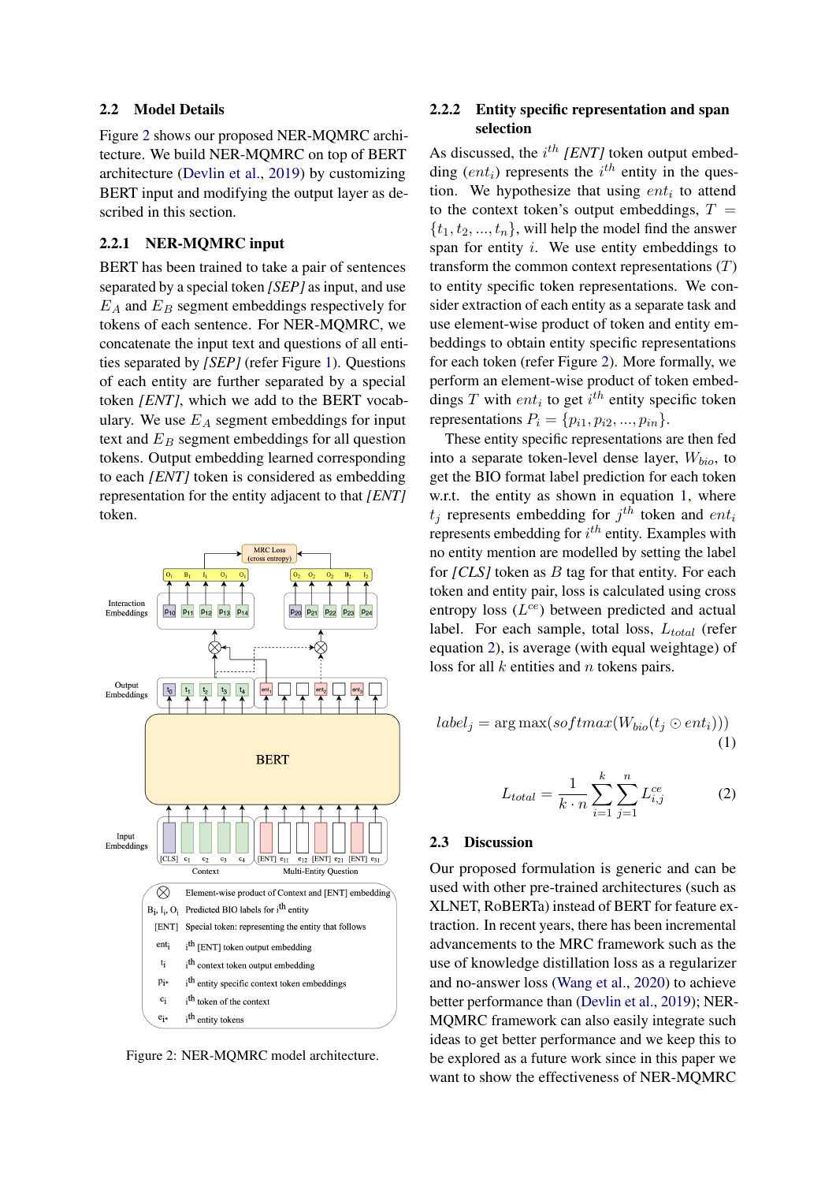## 2.2 Model Details

Figure 2 shows our proposed NER-MQMRC architecture. We build NER-MQMRC on top of BERT architecture (Devlin et al., 2019) by customizing BERT input and modifying the output layer as described in this section.

### 2.2.1 NER-MQMRC input

BERT has been trained to take a pair of sentences separated by a special token *[SEP]* as input, and use $E_A$ and $E_B$ segment embeddings respectively for tokens of each sentence. For NER-MQMRC, we concatenate the input text and questions of all entities separated by *[SEP]* (refer Figure 1). Questions of each entity are further separated by a special token *[ENT]*, which we add to the BERT vocabulary. We use $E_A$ segment embeddings for input text and $E_B$ segment embeddings for all question tokens. Output embedding learned corresponding to each *[ENT]* token is considered as embedding representation for the entity adjacent to that *[ENT]* token.

Figure 2: NER-MQMRC model architecture.

### 2.2.2 Entity specific representation and span selection

As discussed, the $i^{th}$ *[ENT]* token output embedding ($ent_i$) represents the $i^{th}$ entity in the question. We hypothesize that using $ent_i$ to attend to the context token's output embeddings, $T = \{t_1, t_2, ..., t_n\}$, will help the model find the answer span for entity $i$. We use entity embeddings to transform the common context representations ($T$) to entity specific token representations. We consider extraction of each entity as a separate task and use element-wise product of token and entity embeddings to obtain entity specific representations for each token (refer Figure 2). More formally, we perform an element-wise product of token embeddings $T$ with $ent_i$ to get $i^{th}$ entity specific token representations $P_i = \{p_{i1}, p_{i2}, ..., p_{in}\}$.

These entity specific representations are then fed into a separate token-level dense layer, $W_{bio}$, to get the BIO format label prediction for each token w.r.t. the entity as shown in equation 1, where $t_j$ represents embedding for $j^{th}$ token and $ent_i$ represents embedding for $i^{th}$ entity. Examples with no entity mention are modelled by setting the label for *[CLS]* token as $B$ tag for that entity. For each token and entity pair, loss is calculated using cross entropy loss ($L^{ce}$) between predicted and actual label. For each sample, total loss, $L_{total}$ (refer equation 2), is average (with equal weightage) of loss for all $k$ entities and $n$ tokens pairs.

$$label_j = \arg\max(softmax(W_{bio}(t_j \odot ent_i))) \tag{1}$$

$$L_{total} = \frac{1}{k \cdot n} \sum_{i=1}^{k} \sum_{j=1}^{n} L^{ce}_{i,j} \tag{2}$$

## 2.3 Discussion

Our proposed formulation is generic and can be used with other pre-trained architectures (such as XLNET, RoBERTa) instead of BERT for feature extraction. In recent years, there has been incremental advancements to the MRC framework such as the use of knowledge distillation loss as a regularizer and no-answer loss (Wang et al., 2020) to achieve better performance than (Devlin et al., 2019); NER-MQMRC framework can also easily integrate such ideas to get better performance and we keep this to be explored as a future work since in this paper we want to show the effectiveness of NER-MQMRC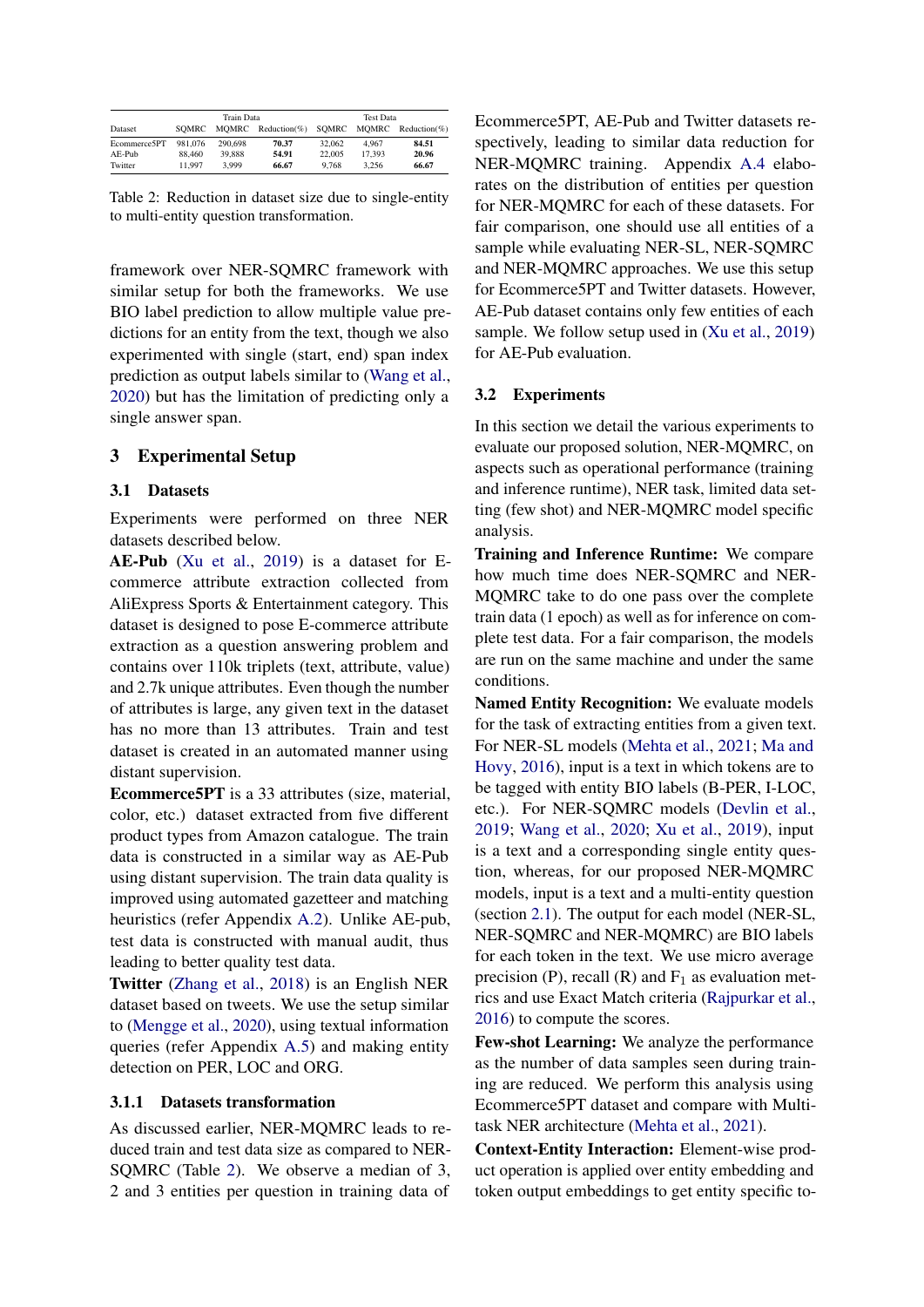| Dataset | Train Data | | | Test Data | | |
|---|---|---|---|---|---|---|
| | SQMRC | MQMRC | Reduction(%) | SQMRC | MQMRC | Reduction(%) |
| Ecommerce5PT | 981,076 | 290,698 | **70.37** | 32,062 | 4,967 | **84.51** |
| AE-Pub | 88,460 | 39,888 | **54.91** | 22,005 | 17,393 | **20.96** |
| Twitter | 11,997 | 3,999 | **66.67** | 9,768 | 3,256 | **66.67** |

Table 2: Reduction in dataset size due to single-entity to multi-entity question transformation.

framework over NER-SQMRC framework with similar setup for both the frameworks. We use BIO label prediction to allow multiple value predictions for an entity from the text, though we also experimented with single (start, end) span index prediction as output labels similar to (Wang et al., 2020) but has the limitation of predicting only a single answer span.

## 3 Experimental Setup

### 3.1 Datasets

Experiments were performed on three NER datasets described below.

**AE-Pub** (Xu et al., 2019) is a dataset for E-commerce attribute extraction collected from AliExpress Sports & Entertainment category. This dataset is designed to pose E-commerce attribute extraction as a question answering problem and contains over 110k triplets (text, attribute, value) and 2.7k unique attributes. Even though the number of attributes is large, any given text in the dataset has no more than 13 attributes. Train and test dataset is created in an automated manner using distant supervision.

**Ecommerce5PT** is a 33 attributes (size, material, color, etc.) dataset extracted from five different product types from Amazon catalogue. The train data is constructed in a similar way as AE-Pub using distant supervision. The train data quality is improved using automated gazetteer and matching heuristics (refer Appendix A.2). Unlike AE-pub, test data is constructed with manual audit, thus leading to better quality test data.

**Twitter** (Zhang et al., 2018) is an English NER dataset based on tweets. We use the setup similar to (Mengge et al., 2020), using textual information queries (refer Appendix A.5) and making entity detection on PER, LOC and ORG.

#### 3.1.1 Datasets transformation

As discussed earlier, NER-MQMRC leads to reduced train and test data size as compared to NER-SQMRC (Table 2). We observe a median of 3, 2 and 3 entities per question in training data of Ecommerce5PT, AE-Pub and Twitter datasets respectively, leading to similar data reduction for NER-MQMRC training. Appendix A.4 elaborates on the distribution of entities per question for NER-MQMRC for each of these datasets. For fair comparison, one should use all entities of a sample while evaluating NER-SL, NER-SQMRC and NER-MQMRC approaches. We use this setup for Ecommerce5PT and Twitter datasets. However, AE-Pub dataset contains only few entities of each sample. We follow setup used in (Xu et al., 2019) for AE-Pub evaluation.

### 3.2 Experiments

In this section we detail the various experiments to evaluate our proposed solution, NER-MQMRC, on aspects such as operational performance (training and inference runtime), NER task, limited data setting (few shot) and NER-MQMRC model specific analysis.

**Training and Inference Runtime:** We compare how much time does NER-SQMRC and NER-MQMRC take to do one pass over the complete train data (1 epoch) as well as for inference on complete test data. For a fair comparison, the models are run on the same machine and under the same conditions.

**Named Entity Recognition:** We evaluate models for the task of extracting entities from a given text. For NER-SL models (Mehta et al., 2021; Ma and Hovy, 2016), input is a text in which tokens are to be tagged with entity BIO labels (B-PER, I-LOC, etc.). For NER-SQMRC models (Devlin et al., 2019; Wang et al., 2020; Xu et al., 2019), input is a text and a corresponding single entity question, whereas, for our proposed NER-MQMRC models, input is a text and a multi-entity question (section 2.1). The output for each model (NER-SL, NER-SQMRC and NER-MQMRC) are BIO labels for each token in the text. We use micro average precision (P), recall (R) and $F_1$ as evaluation metrics and use Exact Match criteria (Rajpurkar et al., 2016) to compute the scores.

**Few-shot Learning:** We analyze the performance as the number of data samples seen during training are reduced. We perform this analysis using Ecommerce5PT dataset and compare with Multi-task NER architecture (Mehta et al., 2021).

**Context-Entity Interaction:** Element-wise product operation is applied over entity embedding and token output embeddings to get entity specific to-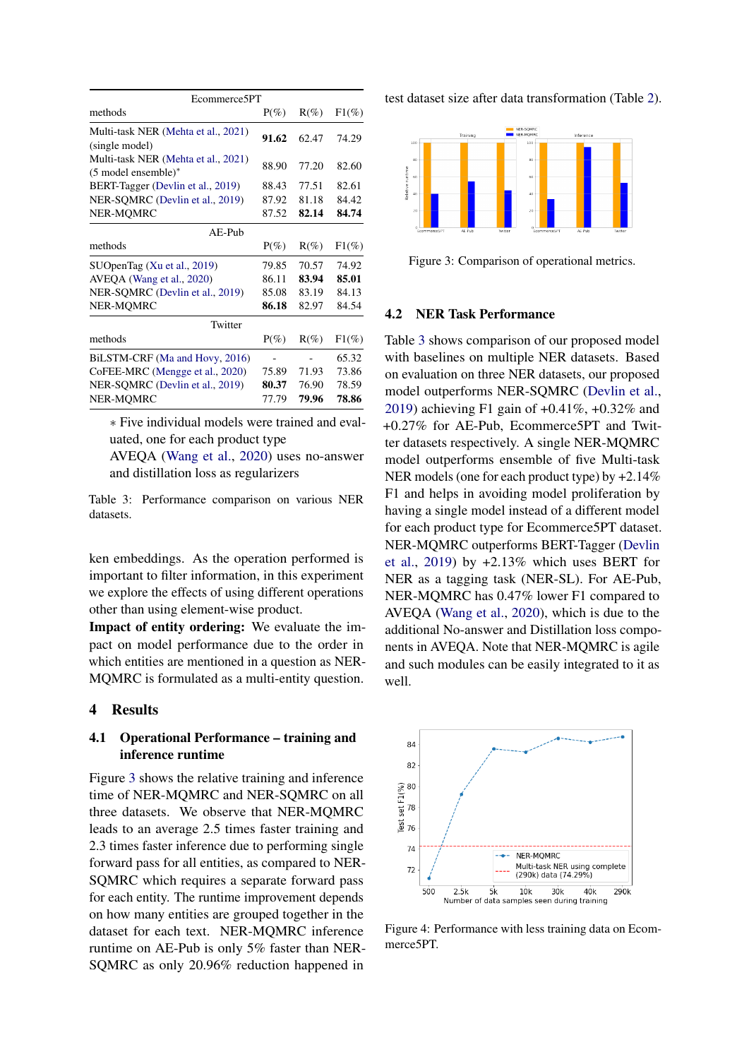| Ecommerce5PT | | | |
|---|---|---|---|
| methods | P(%) | R(%) | F1(%) |
| Multi-task NER (Mehta et al., 2021) (single model) | **91.62** | 62.47 | 74.29 |
| Multi-task NER (Mehta et al., 2021) (5 model ensemble)* | 88.90 | 77.20 | 82.60 |
| BERT-Tagger (Devlin et al., 2019) | 88.43 | 77.51 | 82.61 |
| NER-SQMRC (Devlin et al., 2019) | 87.92 | 81.18 | 84.42 |
| NER-MQMRC | 87.52 | **82.14** | **84.74** |
| **AE-Pub** | | | |
| methods | P(%) | R(%) | F1(%) |
| SUOpenTag (Xu et al., 2019) | 79.85 | 70.57 | 74.92 |
| AVEQA (Wang et al., 2020) | 86.11 | **83.94** | **85.01** |
| NER-SQMRC (Devlin et al., 2019) | 85.08 | 83.19 | 84.13 |
| NER-MQMRC | **86.18** | 82.97 | 84.54 |
| **Twitter** | | | |
| methods | P(%) | R(%) | F1(%) |
| BiLSTM-CRF (Ma and Hovy, 2016) | - | - | 65.32 |
| CoFEE-MRC (Mengge et al., 2020) | 75.89 | 71.93 | 73.86 |
| NER-SQMRC (Devlin et al., 2019) | **80.37** | 76.90 | 78.59 |
| NER-MQMRC | 77.79 | **79.96** | **78.86** |

∗ Five individual models were trained and evaluated, one for each product type
AVEQA (Wang et al., 2020) uses no-answer and distillation loss as regularizers

Table 3: Performance comparison on various NER datasets.

ken embeddings. As the operation performed is important to filter information, in this experiment we explore the effects of using different operations other than using element-wise product.

**Impact of entity ordering:** We evaluate the impact on model performance due to the order in which entities are mentioned in a question as NER-MQMRC is formulated as a multi-entity question.

# 4 Results

## 4.1 Operational Performance – training and inference runtime

Figure 3 shows the relative training and inference time of NER-MQMRC and NER-SQMRC on all three datasets. We observe that NER-MQMRC leads to an average 2.5 times faster training and 2.3 times faster inference due to performing single forward pass for all entities, as compared to NER-SQMRC which requires a separate forward pass for each entity. The runtime improvement depends on how many entities are grouped together in the dataset for each text. NER-MQMRC inference runtime on AE-Pub is only 5% faster than NER-SQMRC as only 20.96% reduction happened in test dataset size after data transformation (Table 2).

Figure 3: Comparison of operational metrics.

## 4.2 NER Task Performance

Table 3 shows comparison of our proposed model with baselines on multiple NER datasets. Based on evaluation on three NER datasets, our proposed model outperforms NER-SQMRC (Devlin et al., 2019) achieving F1 gain of +0.41%, +0.32% and +0.27% for AE-Pub, Ecommerce5PT and Twitter datasets respectively. A single NER-MQMRC model outperforms ensemble of five Multi-task NER models (one for each product type) by +2.14% F1 and helps in avoiding model proliferation by having a single model instead of a different model for each product type for Ecommerce5PT dataset. NER-MQMRC outperforms BERT-Tagger (Devlin et al., 2019) by +2.13% which uses BERT for NER as a tagging task (NER-SL). For AE-Pub, NER-MQMRC has 0.47% lower F1 compared to AVEQA (Wang et al., 2020), which is due to the additional No-answer and Distillation loss components in AVEQA. Note that NER-MQMRC is agile and such modules can be easily integrated to it as well.

Figure 4: Performance with less training data on Ecommerce5PT.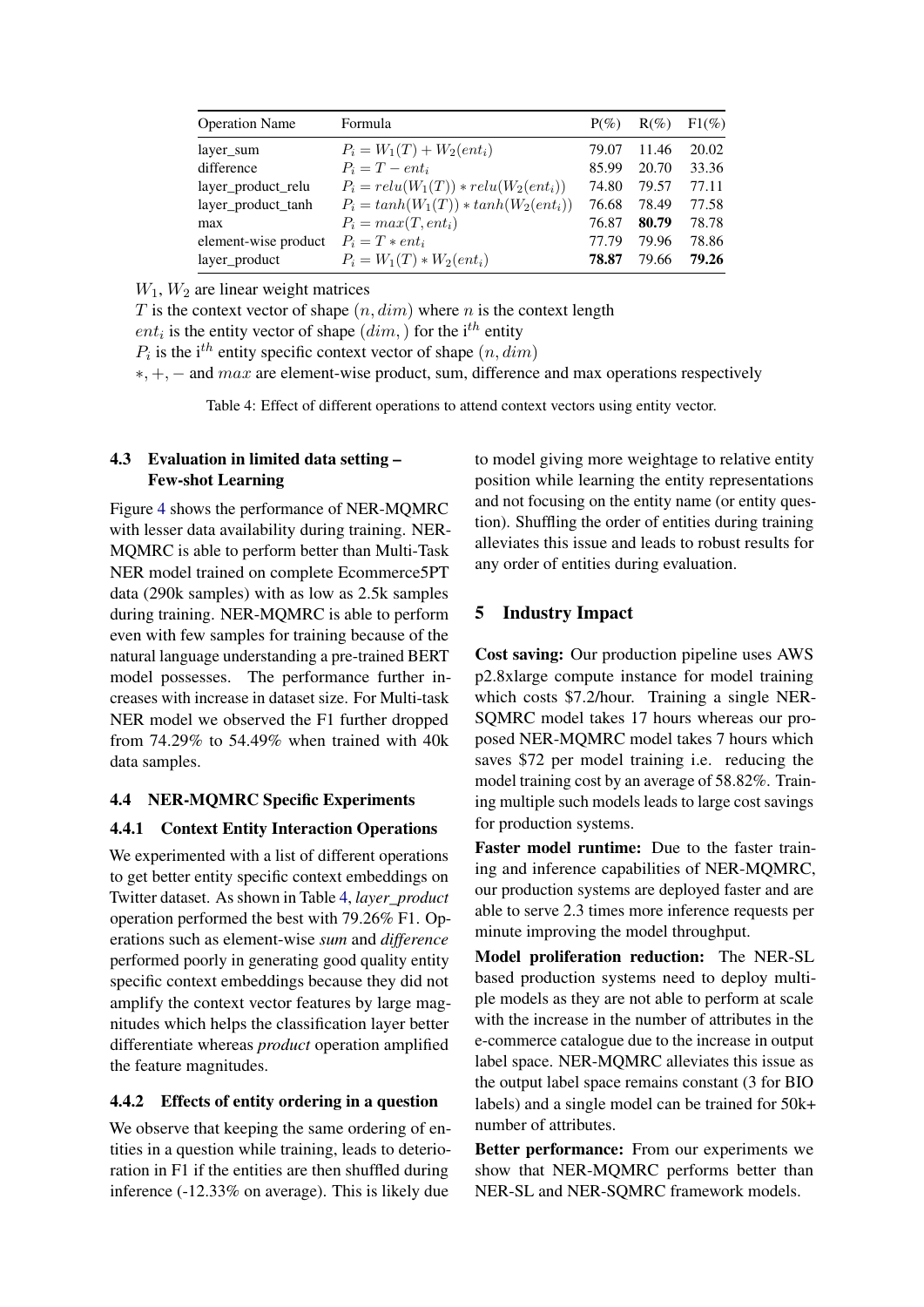| Operation Name | Formula | P(%) | R(%) | F1(%) |
| --- | --- | --- | --- | --- |
| layer_sum | $P_i = W_1(T) + W_2(ent_i)$ | 79.07 | 11.46 | 20.02 |
| difference | $P_i = T - ent_i$ | 85.99 | 20.70 | 33.36 |
| layer_product_relu | $P_i = relu(W_1(T)) * relu(W_2(ent_i))$ | 74.80 | 79.57 | 77.11 |
| layer_product_tanh | $P_i = tanh(W_1(T)) * tanh(W_2(ent_i))$ | 76.68 | 78.49 | 77.58 |
| max | $P_i = max(T, ent_i)$ | 76.87 | **80.79** | 78.78 |
| element-wise product | $P_i = T * ent_i$ | 77.79 | 79.96 | 78.86 |
| layer_product | $P_i = W_1(T) * W_2(ent_i)$ | **78.87** | 79.66 | **79.26** |

$W_1$, $W_2$ are linear weight matrices

$T$ is the context vector of shape $(n, dim)$ where $n$ is the context length

$ent_i$ is the entity vector of shape $(dim, )$ for the i$^{th}$ entity

$P_i$ is the i$^{th}$ entity specific context vector of shape $(n, dim)$

$*, +, -$ and $max$ are element-wise product, sum, difference and max operations respectively

Table 4: Effect of different operations to attend context vectors using entity vector.

### 4.3 Evaluation in limited data setting – Few-shot Learning

Figure 4 shows the performance of NER-MQMRC with lesser data availability during training. NER-MQMRC is able to perform better than Multi-Task NER model trained on complete Ecommerce5PT data (290k samples) with as low as 2.5k samples during training. NER-MQMRC is able to perform even with few samples for training because of the natural language understanding a pre-trained BERT model possesses. The performance further increases with increase in dataset size. For Multi-task NER model we observed the F1 further dropped from 74.29% to 54.49% when trained with 40k data samples.

### 4.4 NER-MQMRC Specific Experiments

#### 4.4.1 Context Entity Interaction Operations

We experimented with a list of different operations to get better entity specific context embeddings on Twitter dataset. As shown in Table 4, *layer_product* operation performed the best with 79.26% F1. Operations such as element-wise *sum* and *difference* performed poorly in generating good quality entity specific context embeddings because they did not amplify the context vector features by large magnitudes which helps the classification layer better differentiate whereas *product* operation amplified the feature magnitudes.

#### 4.4.2 Effects of entity ordering in a question

We observe that keeping the same ordering of entities in a question while training, leads to deterioration in F1 if the entities are then shuffled during inference (-12.33% on average). This is likely due to model giving more weightage to relative entity position while learning the entity representations and not focusing on the entity name (or entity question). Shuffling the order of entities during training alleviates this issue and leads to robust results for any order of entities during evaluation.

## 5 Industry Impact

**Cost saving:** Our production pipeline uses AWS p2.8xlarge compute instance for model training which costs $7.2/hour. Training a single NER-SQMRC model takes 17 hours whereas our proposed NER-MQMRC model takes 7 hours which saves $72 per model training i.e. reducing the model training cost by an average of 58.82%. Training multiple such models leads to large cost savings for production systems.

**Faster model runtime:** Due to the faster training and inference capabilities of NER-MQMRC, our production systems are deployed faster and are able to serve 2.3 times more inference requests per minute improving the model throughput.

**Model proliferation reduction:** The NER-SL based production systems need to deploy multiple models as they are not able to perform at scale with the increase in the number of attributes in the e-commerce catalogue due to the increase in output label space. NER-MQMRC alleviates this issue as the output label space remains constant (3 for BIO labels) and a single model can be trained for 50k+ number of attributes.

**Better performance:** From our experiments we show that NER-MQMRC performs better than NER-SL and NER-SQMRC framework models.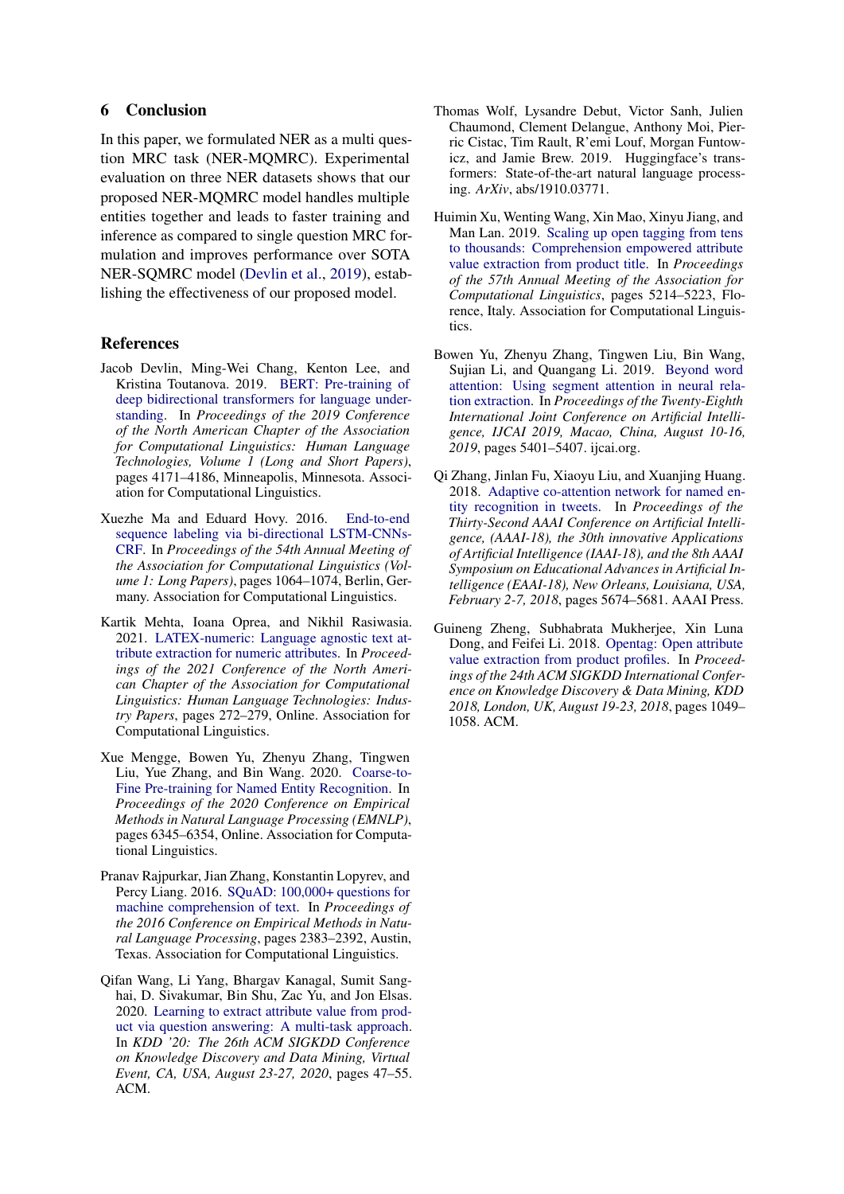## 6 Conclusion

In this paper, we formulated NER as a multi question MRC task (NER-MQMRC). Experimental evaluation on three NER datasets shows that our proposed NER-MQMRC model handles multiple entities together and leads to faster training and inference as compared to single question MRC formulation and improves performance over SOTA NER-SQMRC model (Devlin et al., 2019), establishing the effectiveness of our proposed model.

## References

Jacob Devlin, Ming-Wei Chang, Kenton Lee, and Kristina Toutanova. 2019. BERT: Pre-training of deep bidirectional transformers for language understanding. In *Proceedings of the 2019 Conference of the North American Chapter of the Association for Computational Linguistics: Human Language Technologies, Volume 1 (Long and Short Papers)*, pages 4171–4186, Minneapolis, Minnesota. Association for Computational Linguistics.

Xuezhe Ma and Eduard Hovy. 2016. End-to-end sequence labeling via bi-directional LSTM-CNNs-CRF. In *Proceedings of the 54th Annual Meeting of the Association for Computational Linguistics (Volume 1: Long Papers)*, pages 1064–1074, Berlin, Germany. Association for Computational Linguistics.

Kartik Mehta, Ioana Oprea, and Nikhil Rasiwasia. 2021. LATEX-numeric: Language agnostic text attribute extraction for numeric attributes. In *Proceedings of the 2021 Conference of the North American Chapter of the Association for Computational Linguistics: Human Language Technologies: Industry Papers*, pages 272–279, Online. Association for Computational Linguistics.

Xue Mengge, Bowen Yu, Zhenyu Zhang, Tingwen Liu, Yue Zhang, and Bin Wang. 2020. Coarse-to-Fine Pre-training for Named Entity Recognition. In *Proceedings of the 2020 Conference on Empirical Methods in Natural Language Processing (EMNLP)*, pages 6345–6354, Online. Association for Computational Linguistics.

Pranav Rajpurkar, Jian Zhang, Konstantin Lopyrev, and Percy Liang. 2016. SQuAD: 100,000+ questions for machine comprehension of text. In *Proceedings of the 2016 Conference on Empirical Methods in Natural Language Processing*, pages 2383–2392, Austin, Texas. Association for Computational Linguistics.

Qifan Wang, Li Yang, Bhargav Kanagal, Sumit Sanghai, D. Sivakumar, Bin Shu, Zac Yu, and Jon Elsas. 2020. Learning to extract attribute value from product via question answering: A multi-task approach. In *KDD '20: The 26th ACM SIGKDD Conference on Knowledge Discovery and Data Mining, Virtual Event, CA, USA, August 23-27, 2020*, pages 47–55. ACM.

Thomas Wolf, Lysandre Debut, Victor Sanh, Julien Chaumond, Clement Delangue, Anthony Moi, Pierric Cistac, Tim Rault, R'emi Louf, Morgan Funtowicz, and Jamie Brew. 2019. Huggingface's transformers: State-of-the-art natural language processing. *ArXiv*, abs/1910.03771.

Huimin Xu, Wenting Wang, Xin Mao, Xinyu Jiang, and Man Lan. 2019. Scaling up open tagging from tens to thousands: Comprehension empowered attribute value extraction from product title. In *Proceedings of the 57th Annual Meeting of the Association for Computational Linguistics*, pages 5214–5223, Florence, Italy. Association for Computational Linguistics.

Bowen Yu, Zhenyu Zhang, Tingwen Liu, Bin Wang, Sujian Li, and Quangang Li. 2019. Beyond word attention: Using segment attention in neural relation extraction. In *Proceedings of the Twenty-Eighth International Joint Conference on Artificial Intelligence, IJCAI 2019, Macao, China, August 10-16, 2019*, pages 5401–5407. ijcai.org.

Qi Zhang, Jinlan Fu, Xiaoyu Liu, and Xuanjing Huang. 2018. Adaptive co-attention network for named entity recognition in tweets. In *Proceedings of the Thirty-Second AAAI Conference on Artificial Intelligence, (AAAI-18), the 30th innovative Applications of Artificial Intelligence (IAAI-18), and the 8th AAAI Symposium on Educational Advances in Artificial Intelligence (EAAI-18), New Orleans, Louisiana, USA, February 2-7, 2018*, pages 5674–5681. AAAI Press.

Guineng Zheng, Subhabrata Mukherjee, Xin Luna Dong, and Feifei Li. 2018. Opentag: Open attribute value extraction from product profiles. In *Proceedings of the 24th ACM SIGKDD International Conference on Knowledge Discovery & Data Mining, KDD 2018, London, UK, August 19-23, 2018*, pages 1049–1058. ACM.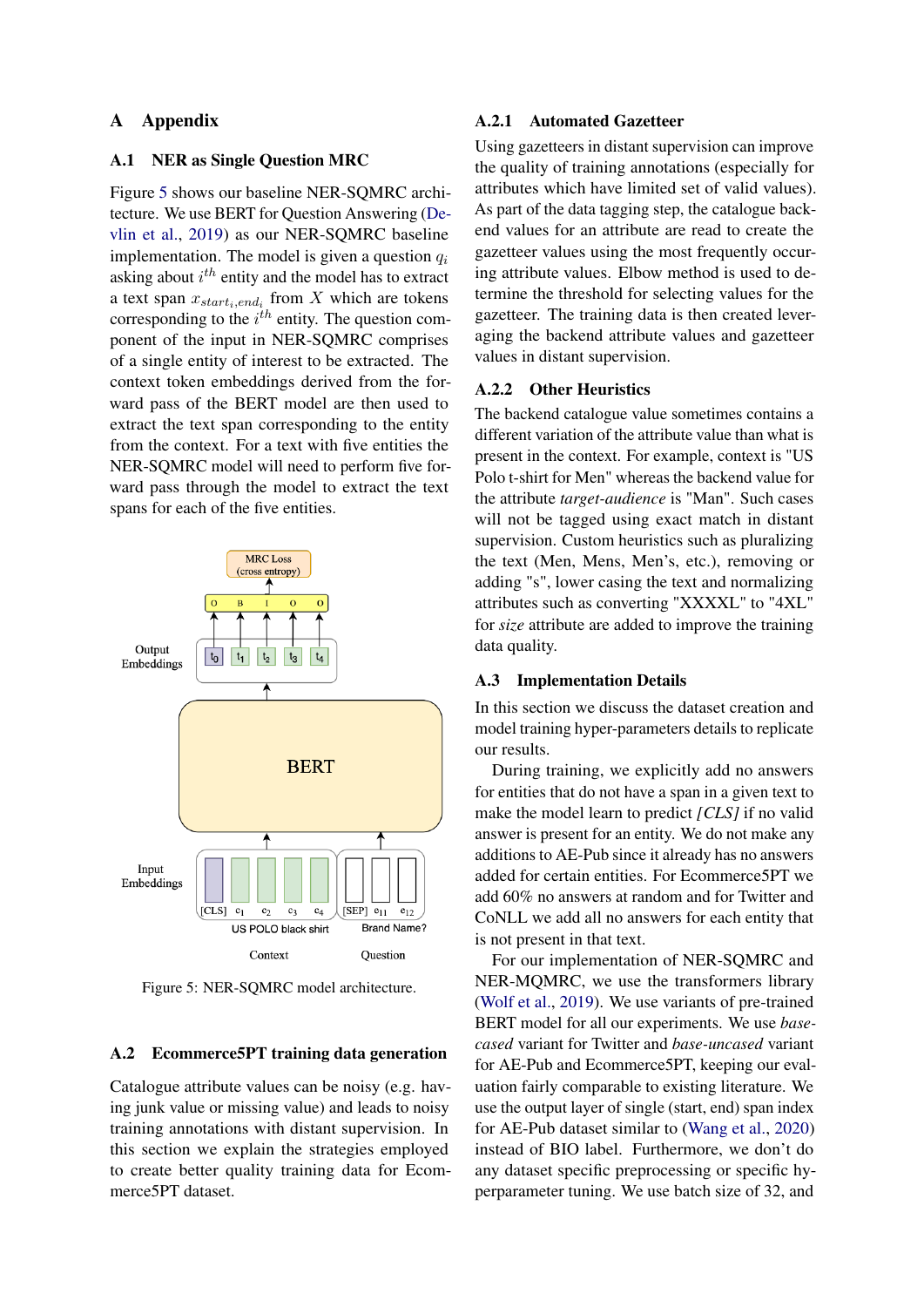# A Appendix

## A.1 NER as Single Question MRC

Figure 5 shows our baseline NER-SQMRC architecture. We use BERT for Question Answering (Devlin et al., 2019) as our NER-SQMRC baseline implementation. The model is given a question $q_i$ asking about $i^{th}$ entity and the model has to extract a text span $x_{start_i, end_i}$ from $X$ which are tokens corresponding to the $i^{th}$ entity. The question component of the input in NER-SQMRC comprises of a single entity of interest to be extracted. The context token embeddings derived from the forward pass of the BERT model are then used to extract the text span corresponding to the entity from the context. For a text with five entities the NER-SQMRC model will need to perform five forward pass through the model to extract the text spans for each of the five entities.

Figure 5: NER-SQMRC model architecture.

## A.2 Ecommerce5PT training data generation

Catalogue attribute values can be noisy (e.g. having junk value or missing value) and leads to noisy training annotations with distant supervision. In this section we explain the strategies employed to create better quality training data for Ecommerce5PT dataset.

### A.2.1 Automated Gazetteer

Using gazetteers in distant supervision can improve the quality of training annotations (especially for attributes which have limited set of valid values). As part of the data tagging step, the catalogue backend values for an attribute are read to create the gazetteer values using the most frequently occurring attribute values. Elbow method is used to determine the threshold for selecting values for the gazetteer. The training data is then created leveraging the backend attribute values and gazetteer values in distant supervision.

### A.2.2 Other Heuristics

The backend catalogue value sometimes contains a different variation of the attribute value than what is present in the context. For example, context is "US Polo t-shirt for Men" whereas the backend value for the attribute *target-audience* is "Man". Such cases will not be tagged using exact match in distant supervision. Custom heuristics such as pluralizing the text (Men, Mens, Men's, etc.), removing or adding "s", lower casing the text and normalizing attributes such as converting "XXXXL" to "4XL" for *size* attribute are added to improve the training data quality.

## A.3 Implementation Details

In this section we discuss the dataset creation and model training hyper-parameters details to replicate our results.

During training, we explicitly add no answers for entities that do not have a span in a given text to make the model learn to predict *[CLS]* if no valid answer is present for an entity. We do not make any additions to AE-Pub since it already has no answers added for certain entities. For Ecommerce5PT we add 60% no answers at random and for Twitter and CoNLL we add all no answers for each entity that is not present in that text.

For our implementation of NER-SQMRC and NER-MQMRC, we use the transformers library (Wolf et al., 2019). We use variants of pre-trained BERT model for all our experiments. We use *base-cased* variant for Twitter and *base-uncased* variant for AE-Pub and Ecommerce5PT, keeping our evaluation fairly comparable to existing literature. We use the output layer of single (start, end) span index for AE-Pub dataset similar to (Wang et al., 2020) instead of BIO label. Furthermore, we don't do any dataset specific preprocessing or specific hyperparameter tuning. We use batch size of 32, and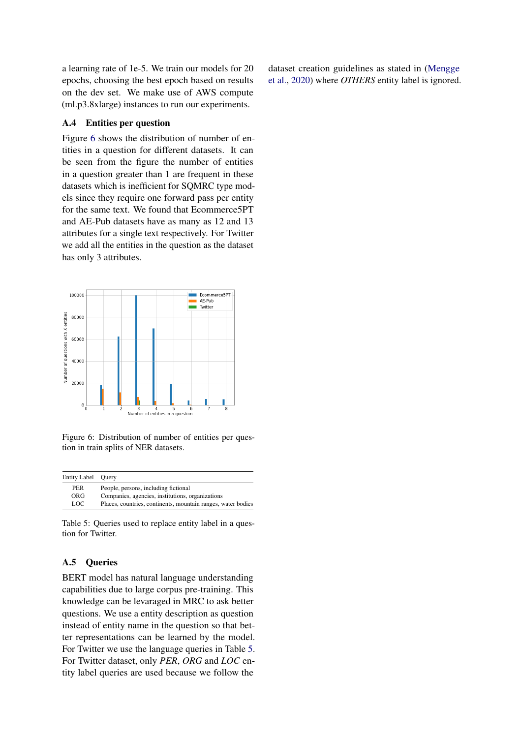a learning rate of 1e-5. We train our models for 20 epochs, choosing the best epoch based on results on the dev set. We make use of AWS compute (ml.p3.8xlarge) instances to run our experiments.

### A.4 Entities per question

Figure 6 shows the distribution of number of entities in a question for different datasets. It can be seen from the figure the number of entities in a question greater than 1 are frequent in these datasets which is inefficient for SQMRC type models since they require one forward pass per entity for the same text. We found that Ecommerce5PT and AE-Pub datasets have as many as 12 and 13 attributes for a single text respectively. For Twitter we add all the entities in the question as the dataset has only 3 attributes.

Ecommerce5PT
AE-Pub
Twitter

100000
80000
60000
40000
20000
0

Number of questions with X entities

0 1 2 3 4 5 6 7 8

Number of entities in a question

Figure 6: Distribution of number of entities per question in train splits of NER datasets.

| Entity Label | Query |
|---|---|
| PER | People, persons, including fictional |
| ORG | Companies, agencies, institutions, organizations |
| LOC | Places, countries, continents, mountain ranges, water bodies |

Table 5: Queries used to replace entity label in a question for Twitter.

### A.5 Queries

BERT model has natural language understanding capabilities due to large corpus pre-training. This knowledge can be levaraged in MRC to ask better questions. We use a entity description as question instead of entity name in the question so that better representations can be learned by the model. For Twitter we use the language queries in Table 5. For Twitter dataset, only *PER*, *ORG* and *LOC* entity label queries are used because we follow the dataset creation guidelines as stated in (Mengge et al., 2020) where *OTHERS* entity label is ignored.